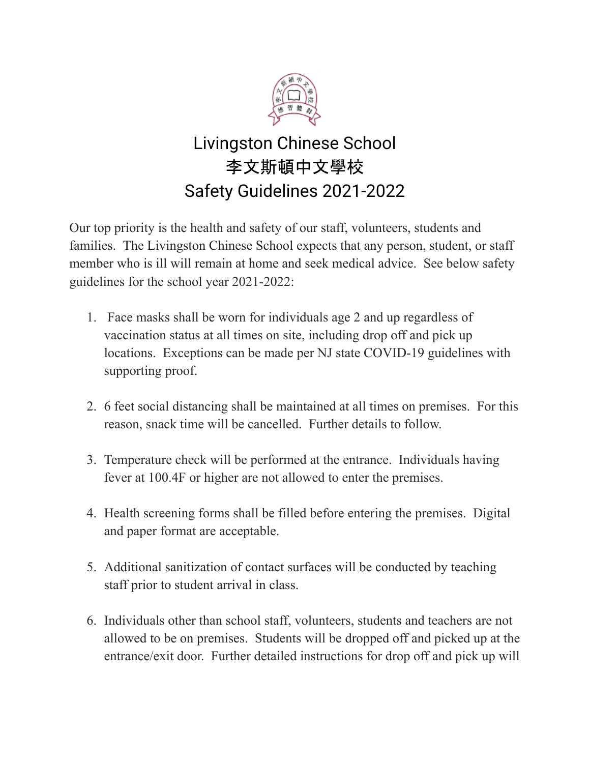# Livingston Chinese School
# 李文斯頓中文學校
# Safety Guidelines 2021-2022

Our top priority is the health and safety of our staff, volunteers, students and families. The Livingston Chinese School expects that any person, student, or staff member who is ill will remain at home and seek medical advice. See below safety guidelines for the school year 2021-2022:

1. Face masks shall be worn for individuals age 2 and up regardless of vaccination status at all times on site, including drop off and pick up locations. Exceptions can be made per NJ state COVID-19 guidelines with supporting proof.

2. 6 feet social distancing shall be maintained at all times on premises. For this reason, snack time will be cancelled. Further details to follow.

3. Temperature check will be performed at the entrance. Individuals having fever at 100.4F or higher are not allowed to enter the premises.

4. Health screening forms shall be filled before entering the premises. Digital and paper format are acceptable.

5. Additional sanitization of contact surfaces will be conducted by teaching staff prior to student arrival in class.

6. Individuals other than school staff, volunteers, students and teachers are not allowed to be on premises. Students will be dropped off and picked up at the entrance/exit door. Further detailed instructions for drop off and pick up will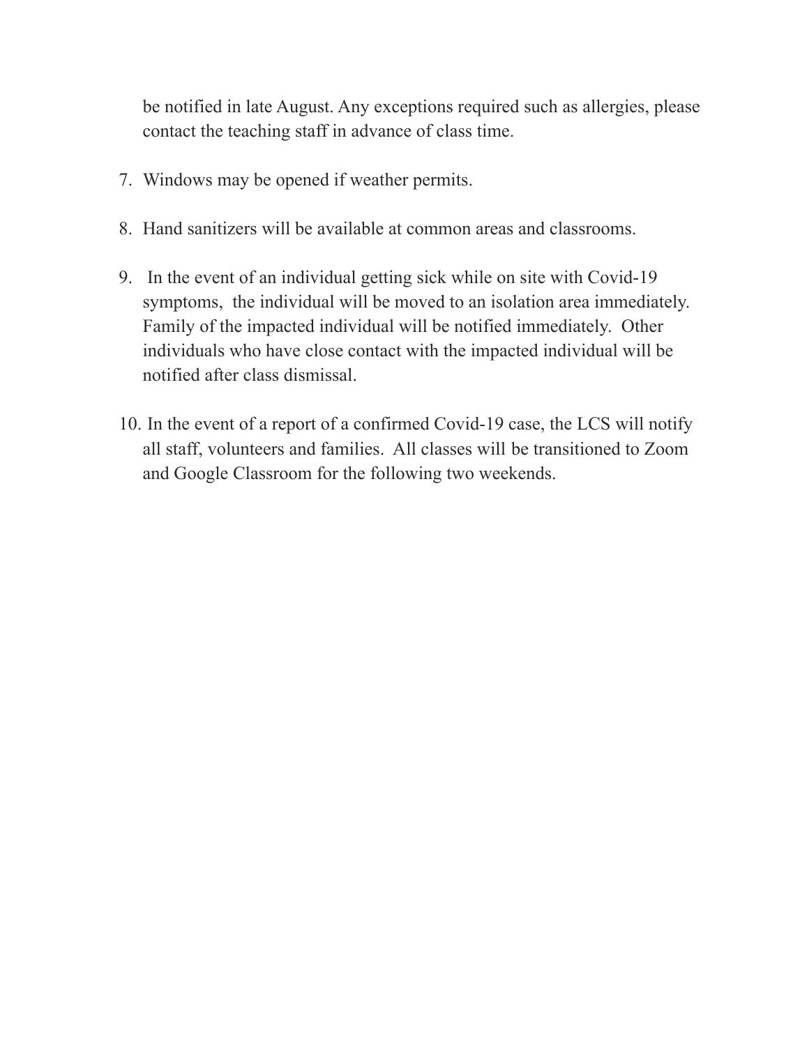be notified in late August. Any exceptions required such as allergies, please contact the teaching staff in advance of class time.

7. Windows may be opened if weather permits.

8. Hand sanitizers will be available at common areas and classrooms.

9. In the event of an individual getting sick while on site with Covid-19 symptoms, the individual will be moved to an isolation area immediately. Family of the impacted individual will be notified immediately. Other individuals who have close contact with the impacted individual will be notified after class dismissal.

10. In the event of a report of a confirmed Covid-19 case, the LCS will notify all staff, volunteers and families. All classes will be transitioned to Zoom and Google Classroom for the following two weekends.